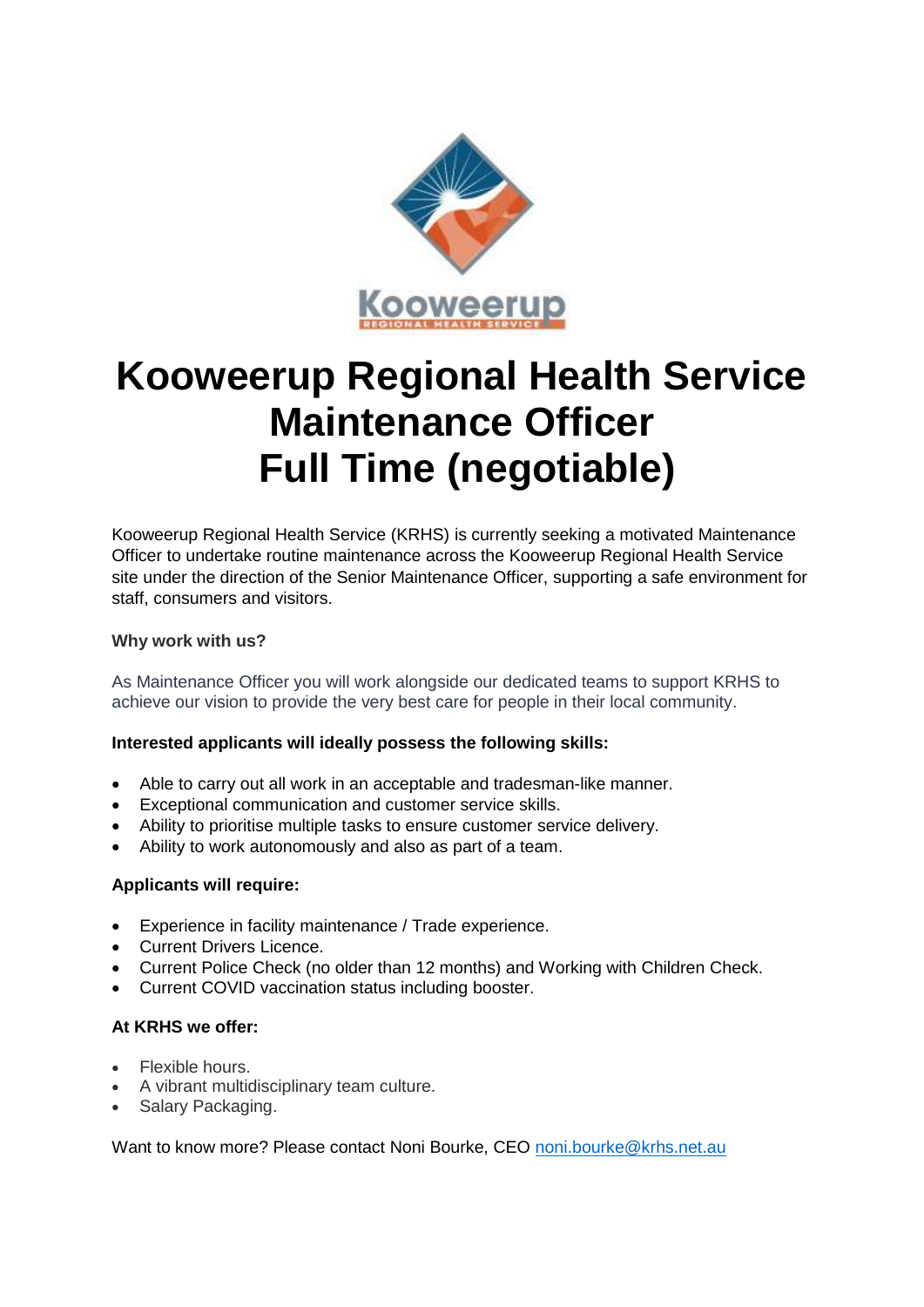# Kooweerup Regional Health Service Maintenance Officer Full Time (negotiable)

Kooweerup Regional Health Service (KRHS) is currently seeking a motivated Maintenance Officer to undertake routine maintenance across the Kooweerup Regional Health Service site under the direction of the Senior Maintenance Officer, supporting a safe environment for staff, consumers and visitors.

**Why work with us?**

As Maintenance Officer you will work alongside our dedicated teams to support KRHS to achieve our vision to provide the very best care for people in their local community.

**Interested applicants will ideally possess the following skills:**

- Able to carry out all work in an acceptable and tradesman-like manner.
- Exceptional communication and customer service skills.
- Ability to prioritise multiple tasks to ensure customer service delivery.
- Ability to work autonomously and also as part of a team.

**Applicants will require:**

- Experience in facility maintenance / Trade experience.
- Current Drivers Licence.
- Current Police Check (no older than 12 months) and Working with Children Check.
- Current COVID vaccination status including booster.

**At KRHS we offer:**

- Flexible hours.
- A vibrant multidisciplinary team culture.
- Salary Packaging.

Want to know more? Please contact Noni Bourke, CEO noni.bourke@krhs.net.au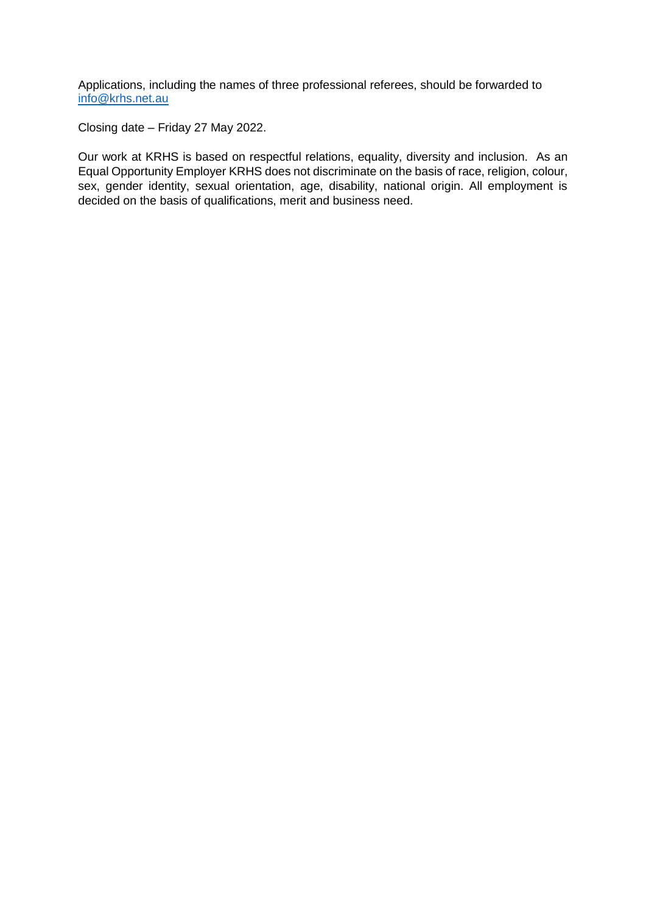Applications, including the names of three professional referees, should be forwarded to [info@krhs.net.au](mailto:info@krhs.net.au)

Closing date – Friday 27 May 2022.

Our work at KRHS is based on respectful relations, equality, diversity and inclusion. As an Equal Opportunity Employer KRHS does not discriminate on the basis of race, religion, colour, sex, gender identity, sexual orientation, age, disability, national origin. All employment is decided on the basis of qualifications, merit and business need.